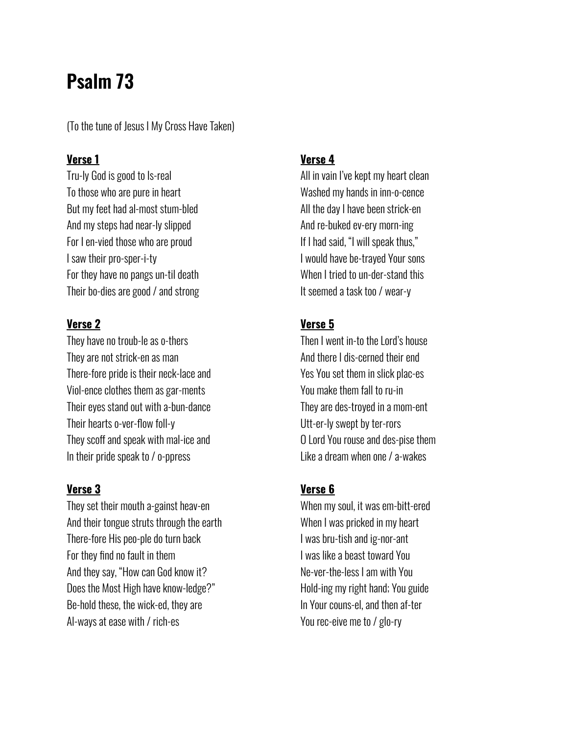# Psalm 73

(To the tune of Jesus I My Cross Have Taken)

**Verse 1**

Tru-ly God is good to Is-real
To those who are pure in heart
But my feet had al-most stum-bled
And my steps had near-ly slipped
For I en-vied those who are proud
I saw their pro-sper-i-ty
For they have no pangs un-til death
Their bo-dies are good / and strong

**Verse 2**

They have no troub-le as o-thers
They are not strick-en as man
There-fore pride is their neck-lace and
Viol-ence clothes them as gar-ments
Their eyes stand out with a-bun-dance
Their hearts o-ver-flow foll-y
They scoff and speak with mal-ice and
In their pride speak to / o-ppress

**Verse 3**

They set their mouth a-gainst heav-en
And their tongue struts through the earth
There-fore His peo-ple do turn back
For they find no fault in them
And they say, "How can God know it?
Does the Most High have know-ledge?"
Be-hold these, the wick-ed, they are
Al-ways at ease with / rich-es

**Verse 4**

All in vain I've kept my heart clean
Washed my hands in inn-o-cence
All the day I have been strick-en
And re-buked ev-ery morn-ing
If I had said, "I will speak thus,"
I would have be-trayed Your sons
When I tried to un-der-stand this
It seemed a task too / wear-y

**Verse 5**

Then I went in-to the Lord's house
And there I dis-cerned their end
Yes You set them in slick plac-es
You make them fall to ru-in
They are des-troyed in a mom-ent
Utt-er-ly swept by ter-rors
O Lord You rouse and des-pise them
Like a dream when one / a-wakes

**Verse 6**

When my soul, it was em-bitt-ered
When I was pricked in my heart
I was bru-tish and ig-nor-ant
I was like a beast toward You
Ne-ver-the-less I am with You
Hold-ing my right hand; You guide
In Your couns-el, and then af-ter
You rec-eive me to / glo-ry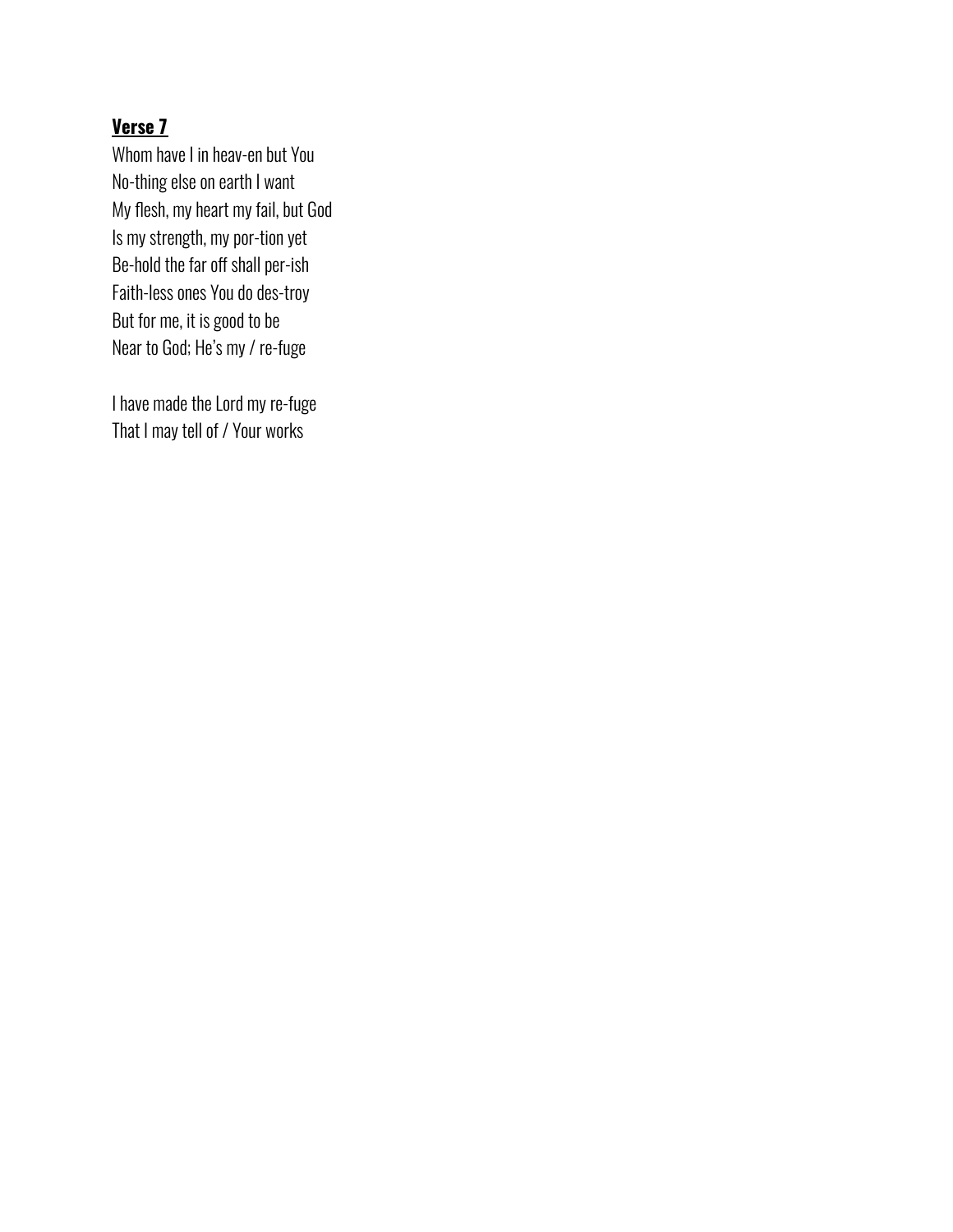**<u>Verse 7</u>**

Whom have I in heav-en but You
No-thing else on earth I want
My flesh, my heart my fail, but God
Is my strength, my por-tion yet
Be-hold the far off shall per-ish
Faith-less ones You do des-troy
But for me, it is good to be
Near to God; He's my / re-fuge

I have made the Lord my re-fuge
That I may tell of / Your works